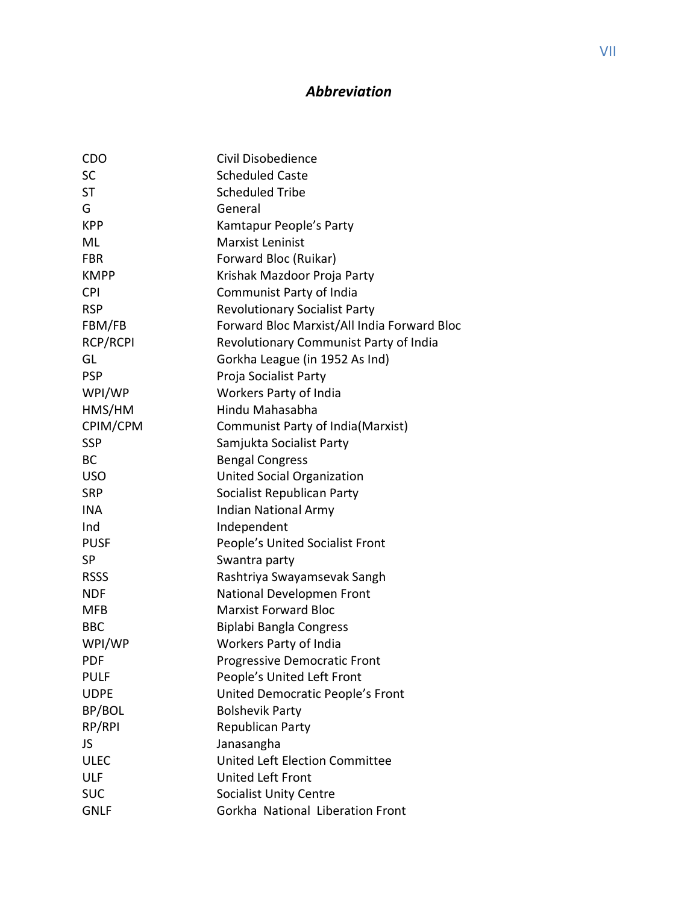# *Abbreviation*

| | |
|---|---|
| CDO | Civil Disobedience |
| SC | Scheduled Caste |
| ST | Scheduled Tribe |
| G | General |
| KPP | Kamtapur People's Party |
| ML | Marxist Leninist |
| FBR | Forward Bloc (Ruikar) |
| KMPP | Krishak Mazdoor Proja Party |
| CPI | Communist Party of India |
| RSP | Revolutionary Socialist Party |
| FBM/FB | Forward Bloc Marxist/All India Forward Bloc |
| RCP/RCPI | Revolutionary Communist Party of India |
| GL | Gorkha League (in 1952 As Ind) |
| PSP | Proja Socialist Party |
| WPI/WP | Workers Party of India |
| HMS/HM | Hindu Mahasabha |
| CPIM/CPM | Communist Party of India(Marxist) |
| SSP | Samjukta Socialist Party |
| BC | Bengal Congress |
| USO | United Social Organization |
| SRP | Socialist Republican Party |
| INA | Indian National Army |
| Ind | Independent |
| PUSF | People's United Socialist Front |
| SP | Swantra party |
| RSSS | Rashtriya Swayamsevak Sangh |
| NDF | National Developmen Front |
| MFB | Marxist Forward Bloc |
| BBC | Biplabi Bangla Congress |
| WPI/WP | Workers Party of India |
| PDF | Progressive Democratic Front |
| PULF | People's United Left Front |
| UDPE | United Democratic People's Front |
| BP/BOL | Bolshevik Party |
| RP/RPI | Republican Party |
| JS | Janasangha |
| ULEC | United Left Election Committee |
| ULF | United Left Front |
| SUC | Socialist Unity Centre |
| GNLF | Gorkha National Liberation Front |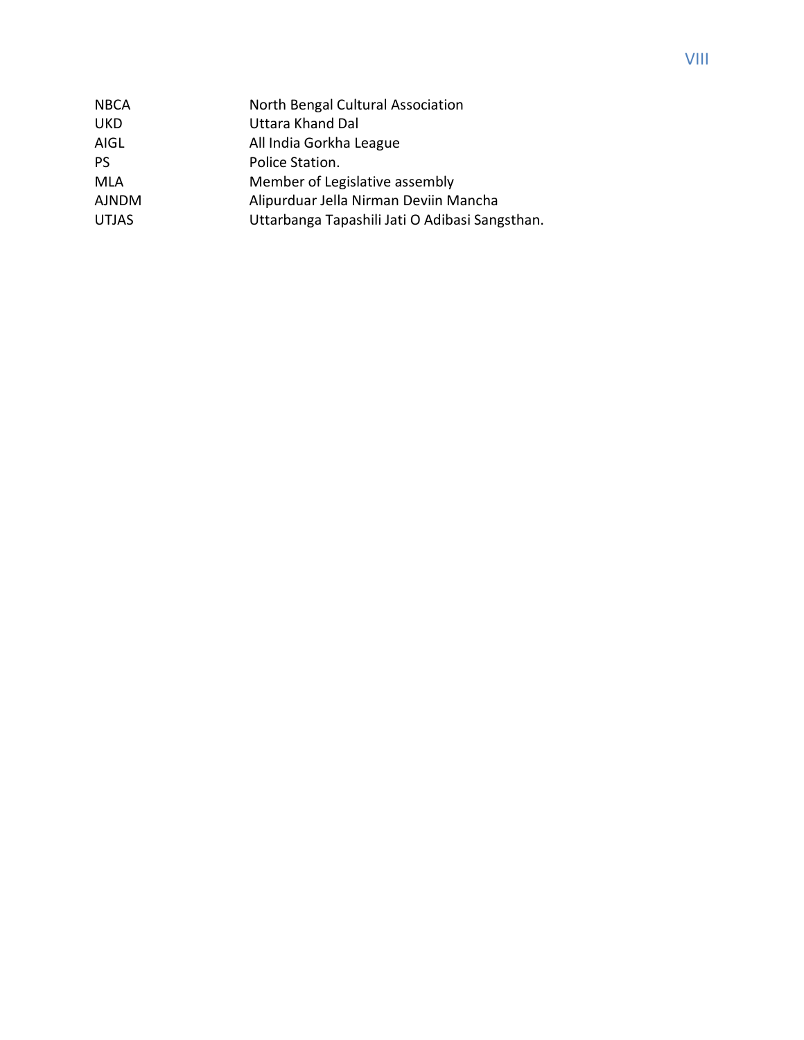| | |
|---|---|
| NBCA | North Bengal Cultural Association |
| UKD | Uttara Khand Dal |
| AIGL | All India Gorkha League |
| PS | Police Station. |
| MLA | Member of Legislative assembly |
| AJNDM | Alipurduar Jella Nirman Deviin Mancha |
| UTJAS | Uttarbanga Tapashili Jati O Adibasi Sangsthan. |